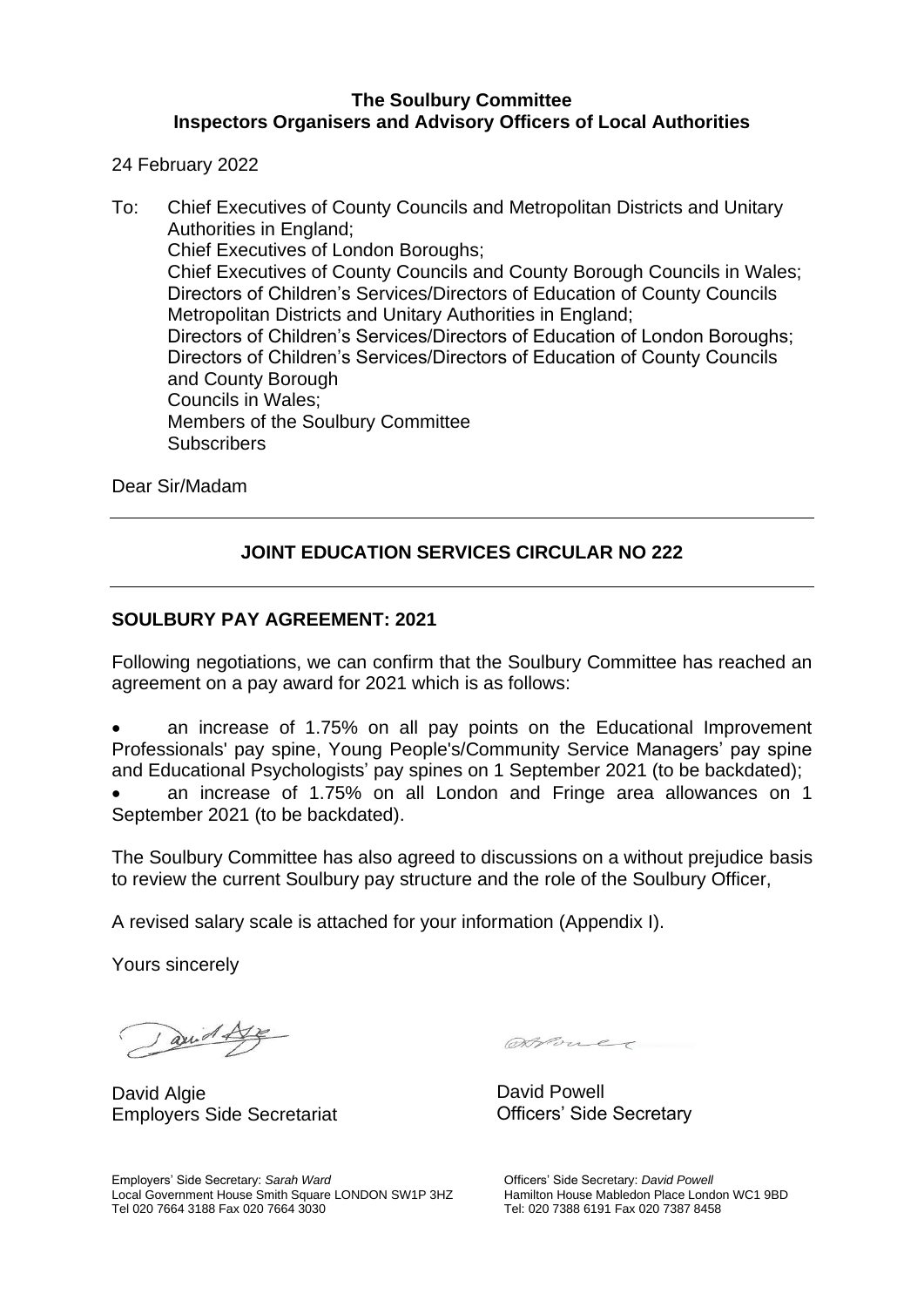**The Soulbury Committee**
**Inspectors Organisers and Advisory Officers of Local Authorities**

24 February 2022

To: Chief Executives of County Councils and Metropolitan Districts and Unitary Authorities in England;
Chief Executives of London Boroughs;
Chief Executives of County Councils and County Borough Councils in Wales;
Directors of Children's Services/Directors of Education of County Councils Metropolitan Districts and Unitary Authorities in England;
Directors of Children's Services/Directors of Education of London Boroughs;
Directors of Children's Services/Directors of Education of County Councils and County Borough
Councils in Wales;
Members of the Soulbury Committee
Subscribers

Dear Sir/Madam

---

## JOINT EDUCATION SERVICES CIRCULAR NO 222

---

### SOULBURY PAY AGREEMENT: 2021

Following negotiations, we can confirm that the Soulbury Committee has reached an agreement on a pay award for 2021 which is as follows:

- an increase of 1.75% on all pay points on the Educational Improvement Professionals' pay spine, Young People's/Community Service Managers' pay spine and Educational Psychologists' pay spines on 1 September 2021 (to be backdated);
- an increase of 1.75% on all London and Fringe area allowances on 1 September 2021 (to be backdated).

The Soulbury Committee has also agreed to discussions on a without prejudice basis to review the current Soulbury pay structure and the role of the Soulbury Officer,

A revised salary scale is attached for your information (Appendix I).

Yours sincerely

David Algie
Employers Side Secretariat

David Powell
Officers' Side Secretary

Employers' Side Secretary: *Sarah Ward*
Local Government House Smith Square LONDON SW1P 3HZ
Tel 020 7664 3188 Fax 020 7664 3030

Officers' Side Secretary: *David Powell*
Hamilton House Mabledon Place London WC1 9BD
Tel: 020 7388 6191 Fax 020 7387 8458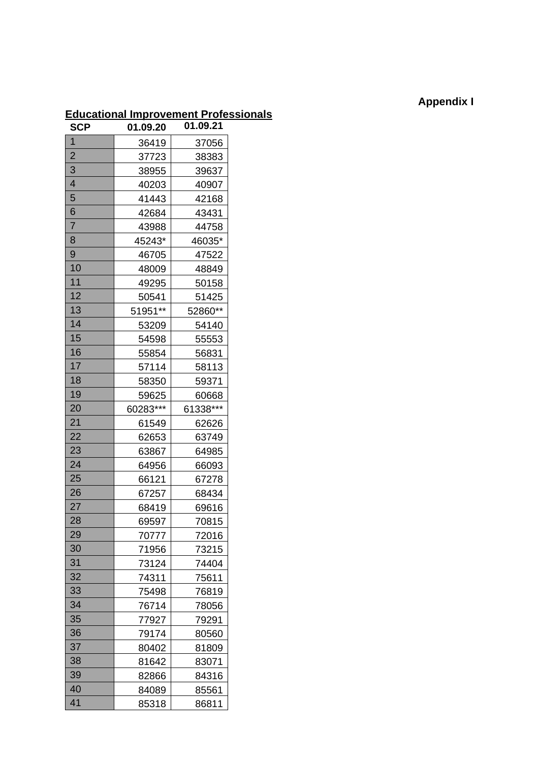**Appendix I**

**Educational Improvement Professionals**

| SCP | 01.09.20 | 01.09.21 |
|---|---|---|
| 1 | 36419 | 37056 |
| 2 | 37723 | 38383 |
| 3 | 38955 | 39637 |
| 4 | 40203 | 40907 |
| 5 | 41443 | 42168 |
| 6 | 42684 | 43431 |
| 7 | 43988 | 44758 |
| 8 | 45243* | 46035* |
| 9 | 46705 | 47522 |
| 10 | 48009 | 48849 |
| 11 | 49295 | 50158 |
| 12 | 50541 | 51425 |
| 13 | 51951** | 52860** |
| 14 | 53209 | 54140 |
| 15 | 54598 | 55553 |
| 16 | 55854 | 56831 |
| 17 | 57114 | 58113 |
| 18 | 58350 | 59371 |
| 19 | 59625 | 60668 |
| 20 | 60283*** | 61338*** |
| 21 | 61549 | 62626 |
| 22 | 62653 | 63749 |
| 23 | 63867 | 64985 |
| 24 | 64956 | 66093 |
| 25 | 66121 | 67278 |
| 26 | 67257 | 68434 |
| 27 | 68419 | 69616 |
| 28 | 69597 | 70815 |
| 29 | 70777 | 72016 |
| 30 | 71956 | 73215 |
| 31 | 73124 | 74404 |
| 32 | 74311 | 75611 |
| 33 | 75498 | 76819 |
| 34 | 76714 | 78056 |
| 35 | 77927 | 79291 |
| 36 | 79174 | 80560 |
| 37 | 80402 | 81809 |
| 38 | 81642 | 83071 |
| 39 | 82866 | 84316 |
| 40 | 84089 | 85561 |
| 41 | 85318 | 86811 |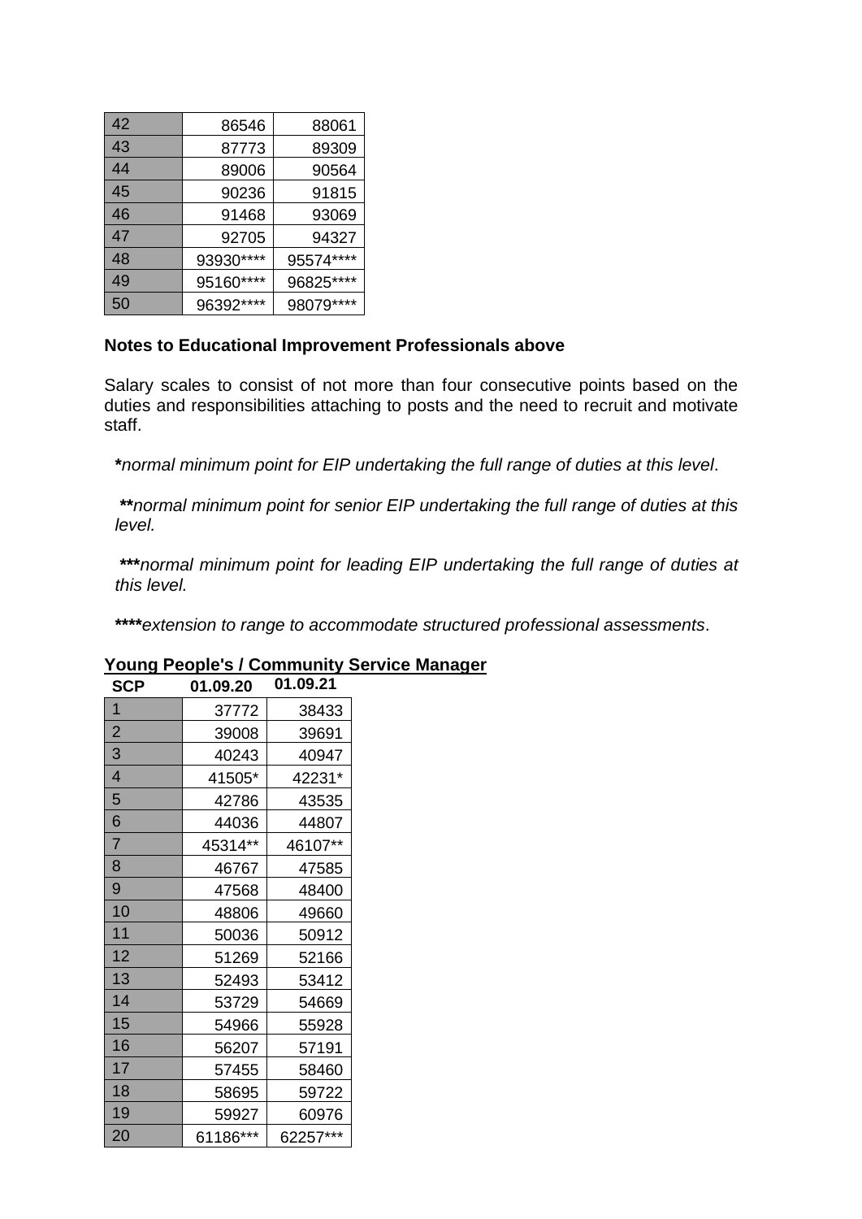| | | |
|---|---|---|
| 42 | 86546 | 88061 |
| 43 | 87773 | 89309 |
| 44 | 89006 | 90564 |
| 45 | 90236 | 91815 |
| 46 | 91468 | 93069 |
| 47 | 92705 | 94327 |
| 48 | 93930**** | 95574**** |
| 49 | 95160**** | 96825**** |
| 50 | 96392**** | 98079**** |

**Notes to Educational Improvement Professionals above**

Salary scales to consist of not more than four consecutive points based on the duties and responsibilities attaching to posts and the need to recruit and motivate staff.

**\***_normal minimum point for EIP undertaking the full range of duties at this level_.

**\*\***_normal minimum point for senior EIP undertaking the full range of duties at this level._

**\*\*\***_normal minimum point for leading EIP undertaking the full range of duties at this level._

**\*\*\*\***_extension to range to accommodate structured professional assessments_.

**<u>Young People's / Community Service Manager</u>**

| SCP | 01.09.20 | 01.09.21 |
|---|---|---|
| 1 | 37772 | 38433 |
| 2 | 39008 | 39691 |
| 3 | 40243 | 40947 |
| 4 | 41505* | 42231* |
| 5 | 42786 | 43535 |
| 6 | 44036 | 44807 |
| 7 | 45314** | 46107** |
| 8 | 46767 | 47585 |
| 9 | 47568 | 48400 |
| 10 | 48806 | 49660 |
| 11 | 50036 | 50912 |
| 12 | 51269 | 52166 |
| 13 | 52493 | 53412 |
| 14 | 53729 | 54669 |
| 15 | 54966 | 55928 |
| 16 | 56207 | 57191 |
| 17 | 57455 | 58460 |
| 18 | 58695 | 59722 |
| 19 | 59927 | 60976 |
| 20 | 61186*** | 62257*** |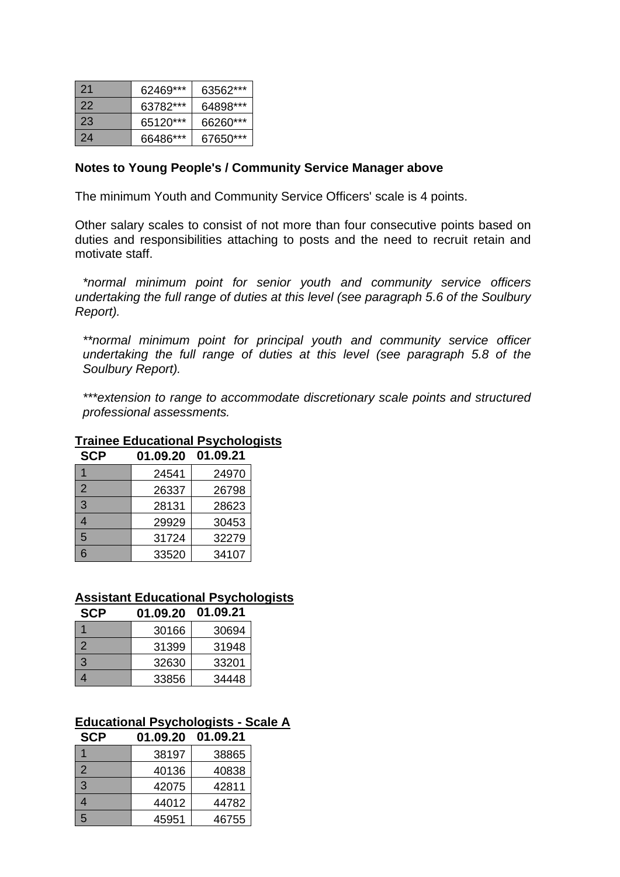| | | |
|---|---|---|
| 21 | 62469*** | 63562*** |
| 22 | 63782*** | 64898*** |
| 23 | 65120*** | 66260*** |
| 24 | 66486*** | 67650*** |

**Notes to Young People's / Community Service Manager above**

The minimum Youth and Community Service Officers' scale is 4 points.

Other salary scales to consist of not more than four consecutive points based on duties and responsibilities attaching to posts and the need to recruit retain and motivate staff.

*\*normal minimum point for senior youth and community service officers undertaking the full range of duties at this level (see paragraph 5.6 of the Soulbury Report).*

*\*\*normal minimum point for principal youth and community service officer undertaking the full range of duties at this level (see paragraph 5.8 of the Soulbury Report).*

*\*\*\*extension to range to accommodate discretionary scale points and structured professional assessments.*

**Trainee Educational Psychologists**

| SCP | 01.09.20 | 01.09.21 |
|---|---|---|
| 1 | 24541 | 24970 |
| 2 | 26337 | 26798 |
| 3 | 28131 | 28623 |
| 4 | 29929 | 30453 |
| 5 | 31724 | 32279 |
| 6 | 33520 | 34107 |

**Assistant Educational Psychologists**

| SCP | 01.09.20 | 01.09.21 |
|---|---|---|
| 1 | 30166 | 30694 |
| 2 | 31399 | 31948 |
| 3 | 32630 | 33201 |
| 4 | 33856 | 34448 |

**Educational Psychologists - Scale A**

| SCP | 01.09.20 | 01.09.21 |
|---|---|---|
| 1 | 38197 | 38865 |
| 2 | 40136 | 40838 |
| 3 | 42075 | 42811 |
| 4 | 44012 | 44782 |
| 5 | 45951 | 46755 |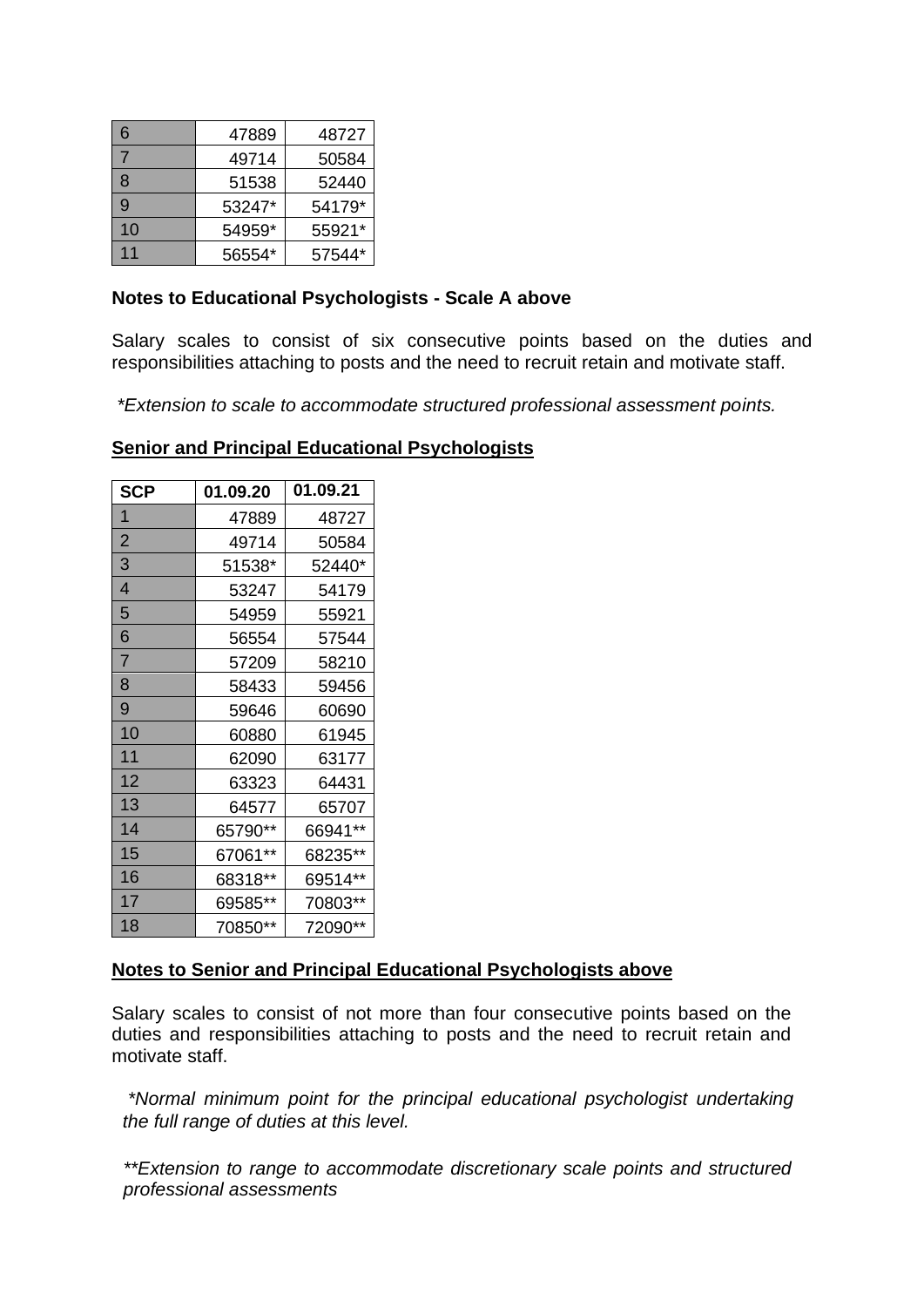| | | |
|---|---|---|
| 6 | 47889 | 48727 |
| 7 | 49714 | 50584 |
| 8 | 51538 | 52440 |
| 9 | 53247* | 54179* |
| 10 | 54959* | 55921* |
| 11 | 56554* | 57544* |

**Notes to Educational Psychologists - Scale A above**

Salary scales to consist of six consecutive points based on the duties and responsibilities attaching to posts and the need to recruit retain and motivate staff.

*\*Extension to scale to accommodate structured professional assessment points.*

**Senior and Principal Educational Psychologists**

| SCP | 01.09.20 | 01.09.21 |
|---|---|---|
| 1 | 47889 | 48727 |
| 2 | 49714 | 50584 |
| 3 | 51538* | 52440* |
| 4 | 53247 | 54179 |
| 5 | 54959 | 55921 |
| 6 | 56554 | 57544 |
| 7 | 57209 | 58210 |
| 8 | 58433 | 59456 |
| 9 | 59646 | 60690 |
| 10 | 60880 | 61945 |
| 11 | 62090 | 63177 |
| 12 | 63323 | 64431 |
| 13 | 64577 | 65707 |
| 14 | 65790** | 66941** |
| 15 | 67061** | 68235** |
| 16 | 68318** | 69514** |
| 17 | 69585** | 70803** |
| 18 | 70850** | 72090** |

**Notes to Senior and Principal Educational Psychologists above**

Salary scales to consist of not more than four consecutive points based on the duties and responsibilities attaching to posts and the need to recruit retain and motivate staff.

*\*Normal minimum point for the principal educational psychologist undertaking the full range of duties at this level.*

*\*\*Extension to range to accommodate discretionary scale points and structured professional assessments*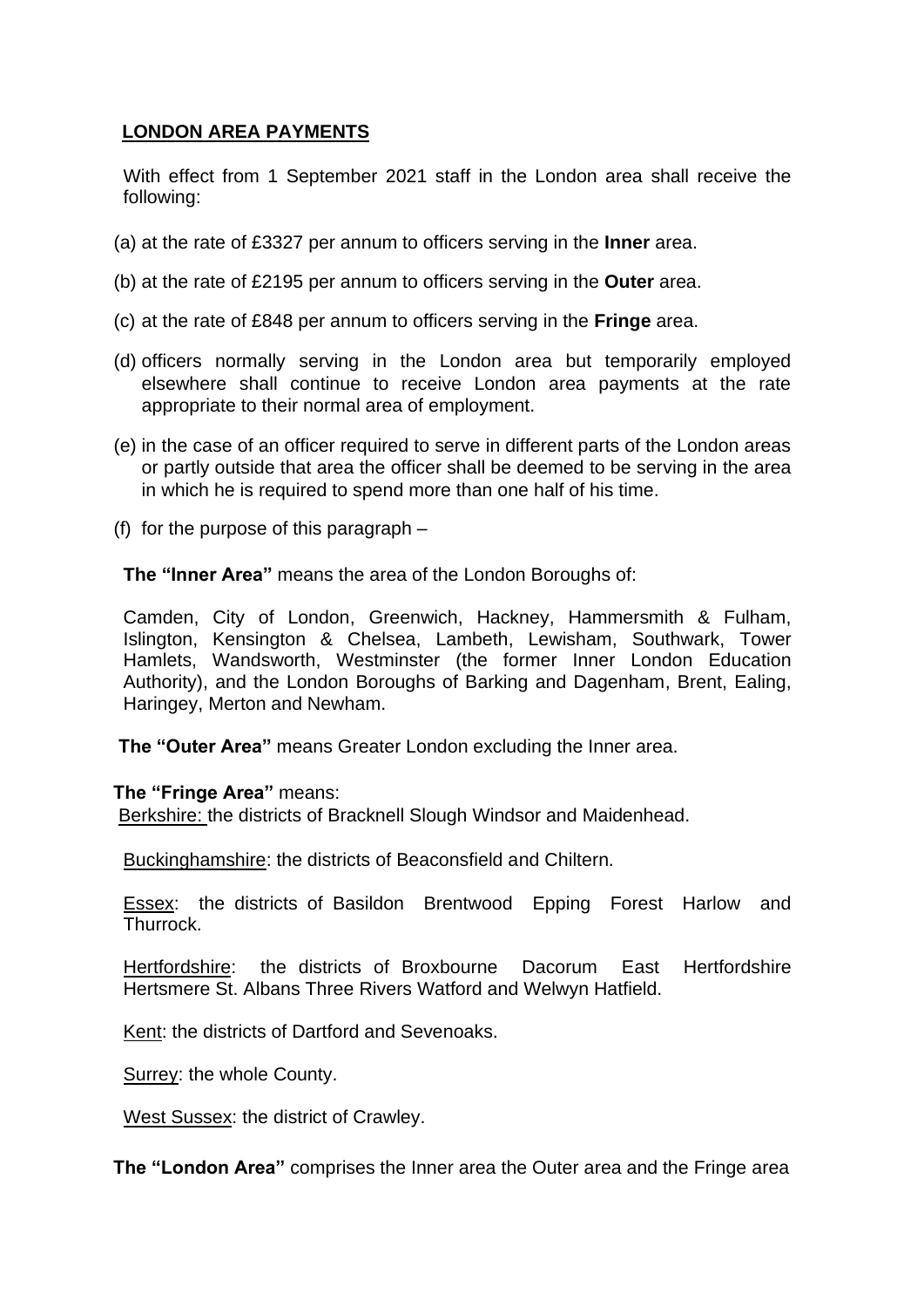## **LONDON AREA PAYMENTS**

With effect from 1 September 2021 staff in the London area shall receive the following:

(a) at the rate of £3327 per annum to officers serving in the **Inner** area.

(b) at the rate of £2195 per annum to officers serving in the **Outer** area.

(c) at the rate of £848 per annum to officers serving in the **Fringe** area.

(d) officers normally serving in the London area but temporarily employed elsewhere shall continue to receive London area payments at the rate appropriate to their normal area of employment.

(e) in the case of an officer required to serve in different parts of the London areas or partly outside that area the officer shall be deemed to be serving in the area in which he is required to spend more than one half of his time.

(f) for the purpose of this paragraph –

**The "Inner Area"** means the area of the London Boroughs of:

Camden, City of London, Greenwich, Hackney, Hammersmith & Fulham, Islington, Kensington & Chelsea, Lambeth, Lewisham, Southwark, Tower Hamlets, Wandsworth, Westminster (the former Inner London Education Authority), and the London Boroughs of Barking and Dagenham, Brent, Ealing, Haringey, Merton and Newham.

**The "Outer Area"** means Greater London excluding the Inner area.

**The "Fringe Area"** means:

Berkshire: the districts of Bracknell Slough Windsor and Maidenhead.

Buckinghamshire: the districts of Beaconsfield and Chiltern.

Essex: the districts of Basildon Brentwood Epping Forest Harlow and Thurrock.

Hertfordshire: the districts of Broxbourne Dacorum East Hertfordshire Hertsmere St. Albans Three Rivers Watford and Welwyn Hatfield.

Kent: the districts of Dartford and Sevenoaks.

Surrey: the whole County.

West Sussex: the district of Crawley.

**The "London Area"** comprises the Inner area the Outer area and the Fringe area